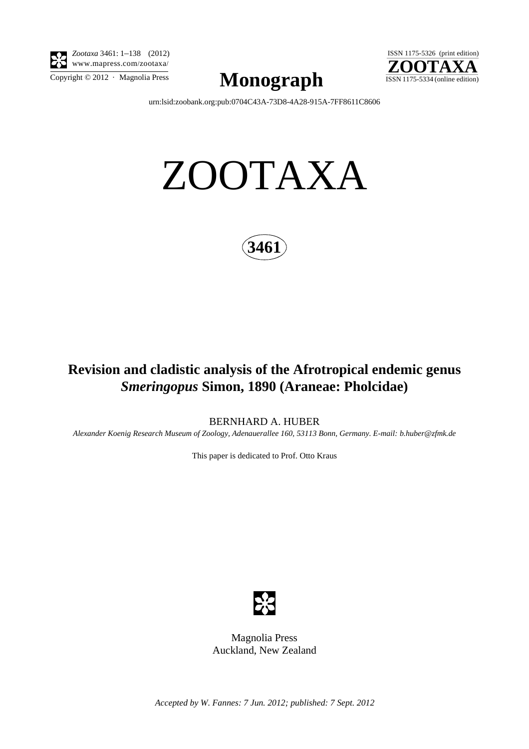*Zootaxa* 3461: 1–138 (2012)
www.mapress.com/zootaxa/

Copyright © 2012 · Magnolia Press

# Monograph

ISSN 1175-5326 (print edition)
**ZOOTAXA**
ISSN 1175-5334 (online edition)

urn:lsid:zoobank.org:pub:0704C43A-73D8-4A28-915A-7FF8611C8606

# ZOOTAXA

**3461**

## Revision and cladistic analysis of the Afrotropical endemic genus *Smeringopus* Simon, 1890 (Araneae: Pholcidae)

BERNHARD A. HUBER

*Alexander Koenig Research Museum of Zoology, Adenauerallee 160, 53113 Bonn, Germany. E-mail: b.huber@zfmk.de*

This paper is dedicated to Prof. Otto Kraus

Magnolia Press
Auckland, New Zealand

*Accepted by W. Fannes: 7 Jun. 2012; published: 7 Sept. 2012*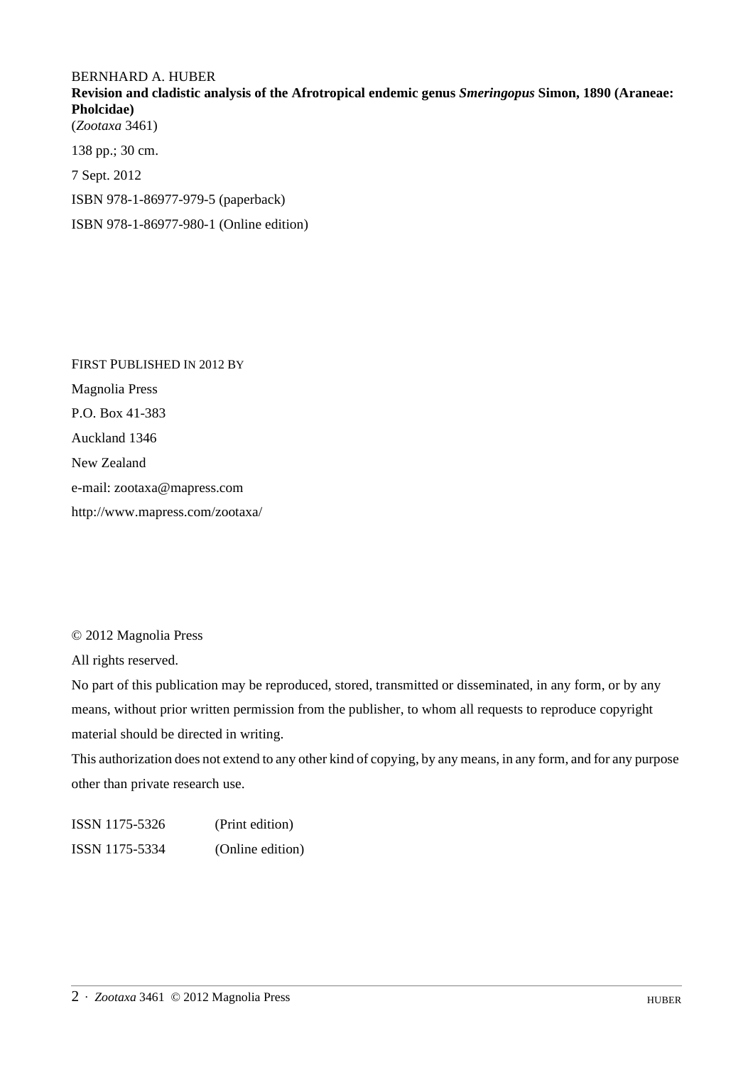BERNHARD A. HUBER

**Revision and cladistic analysis of the Afrotropical endemic genus *Smeringopus* Simon, 1890 (Araneae: Pholcidae)**

(*Zootaxa* 3461)

138 pp.; 30 cm.

7 Sept. 2012

ISBN 978-1-86977-979-5 (paperback)

ISBN 978-1-86977-980-1 (Online edition)

FIRST PUBLISHED IN 2012 BY

Magnolia Press

P.O. Box 41-383

Auckland 1346

New Zealand

e-mail: zootaxa@mapress.com

http://www.mapress.com/zootaxa/

© 2012 Magnolia Press

All rights reserved.

No part of this publication may be reproduced, stored, transmitted or disseminated, in any form, or by any means, without prior written permission from the publisher, to whom all requests to reproduce copyright material should be directed in writing.

This authorization does not extend to any other kind of copying, by any means, in any form, and for any purpose other than private research use.

ISSN 1175-5326 (Print edition)

ISSN 1175-5334 (Online edition)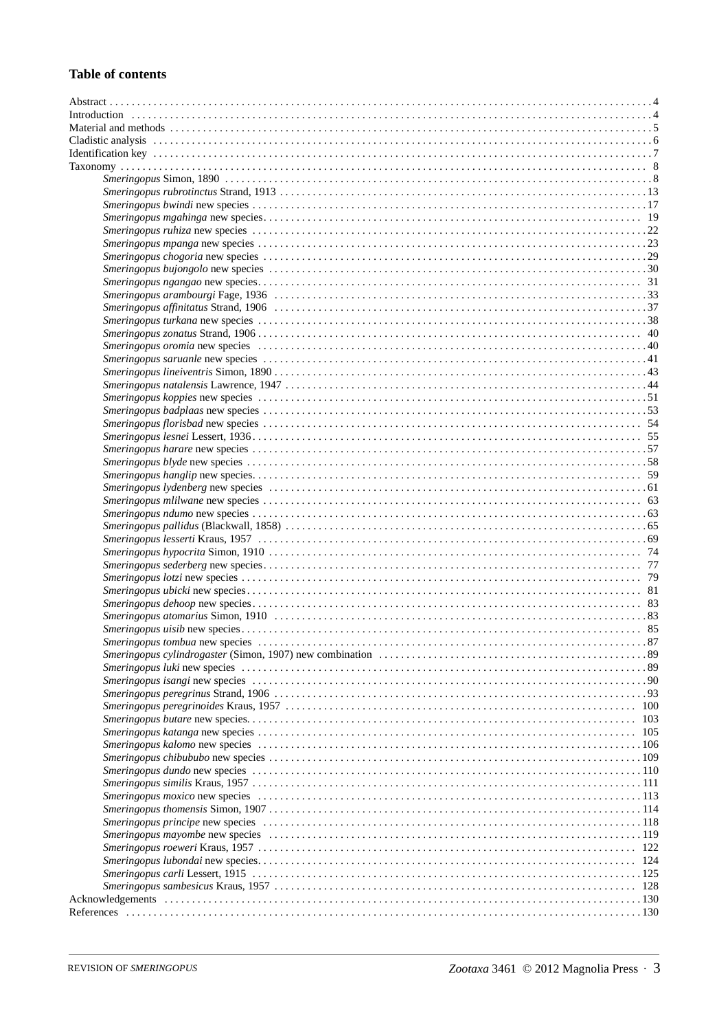## Table of contents

Abstract . . . 4
Introduction . . . 4
Material and methods . . . 5
Cladistic analysis . . . 6
Identification key . . . 7
Taxonomy . . . 8
- *Smeringopus* Simon, 1890 . . . 8
- *Smeringopus rubrotinctus* Strand, 1913 . . . 13
- *Smeringopus bwindi* new species . . . 17
- *Smeringopus mgahinga* new species . . . 19
- *Smeringopus ruhiza* new species . . . 22
- *Smeringopus mpanga* new species . . . 23
- *Smeringopus chogoria* new species . . . 29
- *Smeringopus bujongolo* new species . . . 30
- *Smeringopus ngangao* new species . . . 31
- *Smeringopus arambourgi* Fage, 1936 . . . 33
- *Smeringopus affinitatus* Strand, 1906 . . . 37
- *Smeringopus turkana* new species . . . 38
- *Smeringopus zonatus* Strand, 1906 . . . 40
- *Smeringopus oromia* new species . . . 40
- *Smeringopus saruanle* new species . . . 41
- *Smeringopus lineiventris* Simon, 1890 . . . 43
- *Smeringopus natalensis* Lawrence, 1947 . . . 44
- *Smeringopus koppies* new species . . . 51
- *Smeringopus badplaas* new species . . . 53
- *Smeringopus florisbad* new species . . . 54
- *Smeringopus lesnei* Lessert, 1936 . . . 55
- *Smeringopus harare* new species . . . 57
- *Smeringopus blyde* new species . . . 58
- *Smeringopus hanglip* new species . . . 59
- *Smeringopus lydenberg* new species . . . 61
- *Smeringopus mlilwane* new species . . . 63
- *Smeringopus ndumo* new species . . . 63
- *Smeringopus pallidus* (Blackwall, 1858) . . . 65
- *Smeringopus lesserti* Kraus, 1957 . . . 69
- *Smeringopus hypocrita* Simon, 1910 . . . 74
- *Smeringopus sederberg* new species . . . 77
- *Smeringopus lotzi* new species . . . 79
- *Smeringopus ubicki* new species . . . 81
- *Smeringopus dehoop* new species . . . 83
- *Smeringopus atomarius* Simon, 1910 . . . 83
- *Smeringopus uisib* new species . . . 85
- *Smeringopus tombua* new species . . . 87
- *Smeringopus cylindrogaster* (Simon, 1907) new combination . . . 89
- *Smeringopus luki* new species . . . 89
- *Smeringopus isangi* new species . . . 90
- *Smeringopus peregrinus* Strand, 1906 . . . 93
- *Smeringopus peregrinoides* Kraus, 1957 . . . 100
- *Smeringopus butare* new species . . . 103
- *Smeringopus katanga* new species . . . 105
- *Smeringopus kalomo* new species . . . 106
- *Smeringopus chibububo* new species . . . 109
- *Smeringopus dundo* new species . . . 110
- *Smeringopus similis* Kraus, 1957 . . . 111
- *Smeringopus moxico* new species . . . 113
- *Smeringopus thomensis* Simon, 1907 . . . 114
- *Smeringopus principe* new species . . . 118
- *Smeringopus mayombe* new species . . . 119
- *Smeringopus roeweri* Kraus, 1957 . . . 122
- *Smeringopus lubondai* new species . . . 124
- *Smeringopus carli* Lessert, 1915 . . . 125
- *Smeringopus sambesicus* Kraus, 1957 . . . 128

Acknowledgements . . . 130
References . . . 130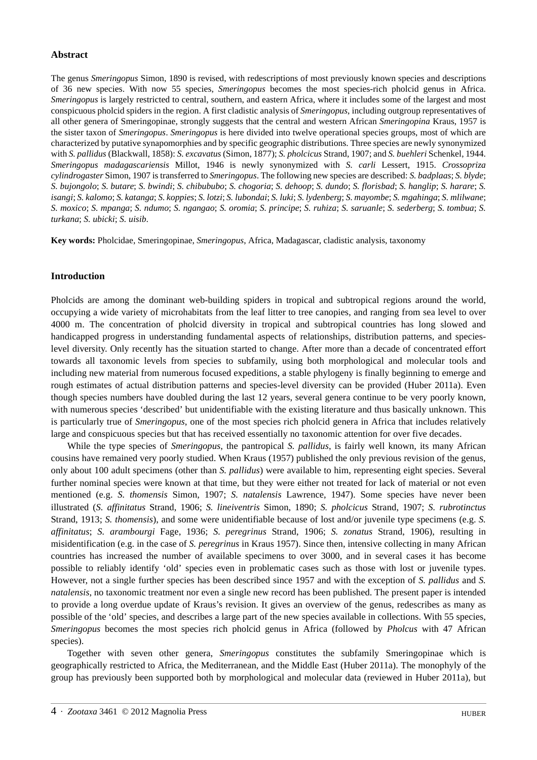## Abstract

The genus *Smeringopus* Simon, 1890 is revised, with redescriptions of most previously known species and descriptions of 36 new species. With now 55 species, *Smeringopus* becomes the most species-rich pholcid genus in Africa. *Smeringopus* is largely restricted to central, southern, and eastern Africa, where it includes some of the largest and most conspicuous pholcid spiders in the region. A first cladistic analysis of *Smeringopus*, including outgroup representatives of all other genera of Smeringopinae, strongly suggests that the central and western African *Smeringopina* Kraus, 1957 is the sister taxon of *Smeringopus*. *Smeringopus* is here divided into twelve operational species groups, most of which are characterized by putative synapomorphies and by specific geographic distributions. Three species are newly synonymized with *S. pallidus* (Blackwall, 1858): *S. excavatus* (Simon, 1877); *S. pholcicus* Strand, 1907; and *S. buehleri* Schenkel, 1944. *Smeringopus madagascariensis* Millot, 1946 is newly synonymized with *S. carli* Lessert, 1915. *Crossopriza cylindrogaster* Simon, 1907 is transferred to *Smeringopus*. The following new species are described: *S. badplaas*; *S. blyde*; *S. bujongolo*; *S. butare*; *S. bwindi*; *S. chibububo*; *S. chogoria*; *S. dehoop*; *S. dundo*; *S. florisbad*; *S. hanglip*; *S. harare*; *S. isangi*; *S. kalomo*; *S. katanga*; *S. koppies*; *S. lotzi*; *S. lubondai*; *S. luki*; *S. lydenberg*; *S. mayombe*; *S. mgahinga*; *S. mlilwane*; *S. moxico*; *S. mpanga*; *S. ndumo*; *S. ngangao*; *S. oromia*; *S. principe*; *S. ruhiza*; *S. saruanle*; *S. sederberg*; *S. tombua*; *S. turkana*; *S. ubicki*; *S. uisib*.

**Key words:** Pholcidae, Smeringopinae, *Smeringopus*, Africa, Madagascar, cladistic analysis, taxonomy

## Introduction

Pholcids are among the dominant web-building spiders in tropical and subtropical regions around the world, occupying a wide variety of microhabitats from the leaf litter to tree canopies, and ranging from sea level to over 4000 m. The concentration of pholcid diversity in tropical and subtropical countries has long slowed and handicapped progress in understanding fundamental aspects of relationships, distribution patterns, and species-level diversity. Only recently has the situation started to change. After more than a decade of concentrated effort towards all taxonomic levels from species to subfamily, using both morphological and molecular tools and including new material from numerous focused expeditions, a stable phylogeny is finally beginning to emerge and rough estimates of actual distribution patterns and species-level diversity can be provided (Huber 2011a). Even though species numbers have doubled during the last 12 years, several genera continue to be very poorly known, with numerous species 'described' but unidentifiable with the existing literature and thus basically unknown. This is particularly true of *Smeringopus*, one of the most species rich pholcid genera in Africa that includes relatively large and conspicuous species but that has received essentially no taxonomic attention for over five decades.

While the type species of *Smeringopus*, the pantropical *S. pallidus*, is fairly well known, its many African cousins have remained very poorly studied. When Kraus (1957) published the only previous revision of the genus, only about 100 adult specimens (other than *S. pallidus*) were available to him, representing eight species. Several further nominal species were known at that time, but they were either not treated for lack of material or not even mentioned (e.g. *S. thomensis* Simon, 1907; *S. natalensis* Lawrence, 1947). Some species have never been illustrated (*S. affinitatus* Strand, 1906; *S. lineiventris* Simon, 1890; *S. pholcicus* Strand, 1907; *S. rubrotinctus* Strand, 1913; *S. thomensis*), and some were unidentifiable because of lost and/or juvenile type specimens (e.g. *S. affinitatus*; *S. arambourgi* Fage, 1936; *S. peregrinus* Strand, 1906; *S. zonatus* Strand, 1906), resulting in misidentification (e.g. in the case of *S. peregrinus* in Kraus 1957). Since then, intensive collecting in many African countries has increased the number of available specimens to over 3000, and in several cases it has become possible to reliably identify 'old' species even in problematic cases such as those with lost or juvenile types. However, not a single further species has been described since 1957 and with the exception of *S. pallidus* and *S. natalensis*, no taxonomic treatment nor even a single new record has been published. The present paper is intended to provide a long overdue update of Kraus's revision. It gives an overview of the genus, redescribes as many as possible of the 'old' species, and describes a large part of the new species available in collections. With 55 species, *Smeringopus* becomes the most species rich pholcid genus in Africa (followed by *Pholcus* with 47 African species).

Together with seven other genera, *Smeringopus* constitutes the subfamily Smeringopinae which is geographically restricted to Africa, the Mediterranean, and the Middle East (Huber 2011a). The monophyly of the group has previously been supported both by morphological and molecular data (reviewed in Huber 2011a), but